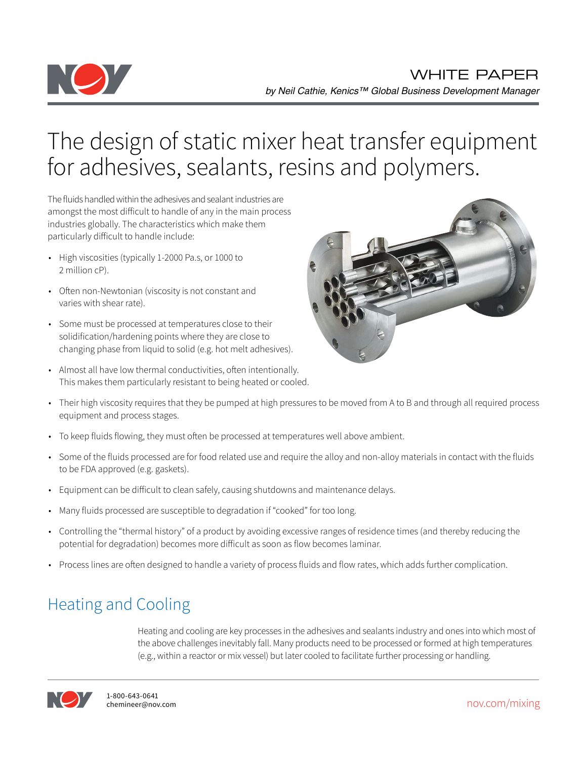WHITE PAPER

*by Neil Cathie, Kenics™ Global Business Development Manager*

# The design of static mixer heat transfer equipment for adhesives, sealants, resins and polymers.

The fluids handled within the adhesives and sealant industries are amongst the most difficult to handle of any in the main process industries globally. The characteristics which make them particularly difficult to handle include:

- High viscosities (typically 1-2000 Pa.s, or 1000 to 2 million cP).
- Often non-Newtonian (viscosity is not constant and varies with shear rate).
- Some must be processed at temperatures close to their solidification/hardening points where they are close to changing phase from liquid to solid (e.g. hot melt adhesives).
- Almost all have low thermal conductivities, often intentionally. This makes them particularly resistant to being heated or cooled.
- Their high viscosity requires that they be pumped at high pressures to be moved from A to B and through all required process equipment and process stages.
- To keep fluids flowing, they must often be processed at temperatures well above ambient.
- Some of the fluids processed are for food related use and require the alloy and non-alloy materials in contact with the fluids to be FDA approved (e.g. gaskets).
- Equipment can be difficult to clean safely, causing shutdowns and maintenance delays.
- Many fluids processed are susceptible to degradation if "cooked" for too long.
- Controlling the "thermal history" of a product by avoiding excessive ranges of residence times (and thereby reducing the potential for degradation) becomes more difficult as soon as flow becomes laminar.
- Process lines are often designed to handle a variety of process fluids and flow rates, which adds further complication.

## Heating and Cooling

Heating and cooling are key processes in the adhesives and sealants industry and ones into which most of the above challenges inevitably fall. Many products need to be processed or formed at high temperatures (e.g., within a reactor or mix vessel) but later cooled to facilitate further processing or handling.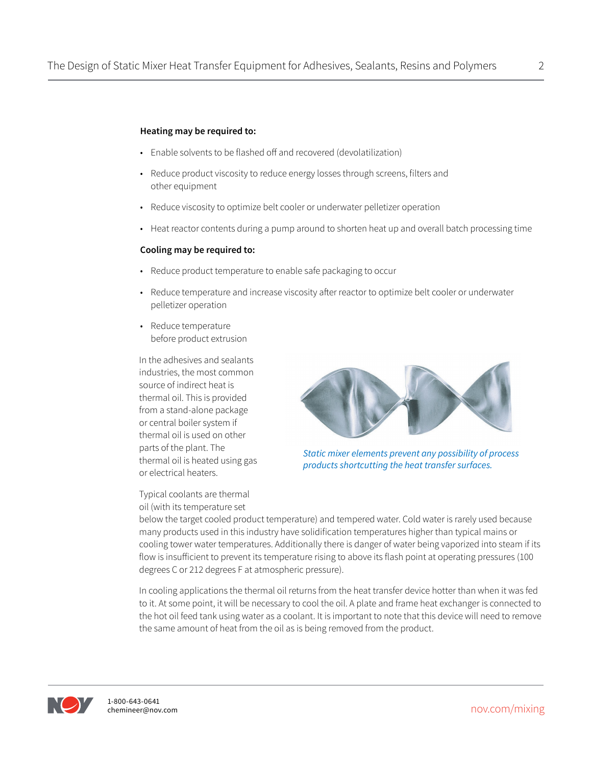**Heating may be required to:**

- Enable solvents to be flashed off and recovered (devolatilization)
- Reduce product viscosity to reduce energy losses through screens, filters and other equipment
- Reduce viscosity to optimize belt cooler or underwater pelletizer operation
- Heat reactor contents during a pump around to shorten heat up and overall batch processing time

**Cooling may be required to:**

- Reduce product temperature to enable safe packaging to occur
- Reduce temperature and increase viscosity after reactor to optimize belt cooler or underwater pelletizer operation
- Reduce temperature before product extrusion

In the adhesives and sealants industries, the most common source of indirect heat is thermal oil. This is provided from a stand-alone package or central boiler system if thermal oil is used on other parts of the plant. The thermal oil is heated using gas or electrical heaters.

*Static mixer elements prevent any possibility of process products shortcutting the heat transfer surfaces.*

Typical coolants are thermal oil (with its temperature set below the target cooled product temperature) and tempered water. Cold water is rarely used because many products used in this industry have solidification temperatures higher than typical mains or cooling tower water temperatures. Additionally there is danger of water being vaporized into steam if its flow is insufficient to prevent its temperature rising to above its flash point at operating pressures (100 degrees C or 212 degrees F at atmospheric pressure).

In cooling applications the thermal oil returns from the heat transfer device hotter than when it was fed to it. At some point, it will be necessary to cool the oil. A plate and frame heat exchanger is connected to the hot oil feed tank using water as a coolant. It is important to note that this device will need to remove the same amount of heat from the oil as is being removed from the product.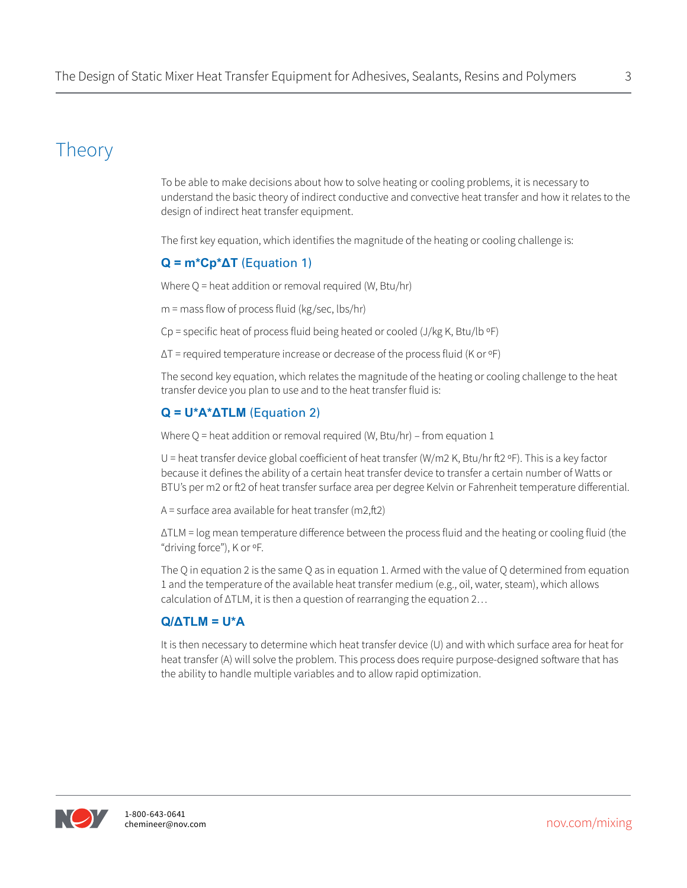## Theory

To be able to make decisions about how to solve heating or cooling problems, it is necessary to understand the basic theory of indirect conductive and convective heat transfer and how it relates to the design of indirect heat transfer equipment.

The first key equation, which identifies the magnitude of the heating or cooling challenge is:

**$Q = m*Cp*\Delta T$ (Equation 1)**

Where Q = heat addition or removal required (W, Btu/hr)

m = mass flow of process fluid (kg/sec, lbs/hr)

Cp = specific heat of process fluid being heated or cooled (J/kg K, Btu/lb ºF)

ΔT = required temperature increase or decrease of the process fluid (K or ºF)

The second key equation, which relates the magnitude of the heating or cooling challenge to the heat transfer device you plan to use and to the heat transfer fluid is:

**$Q = U*A*\Delta TLM$ (Equation 2)**

Where Q = heat addition or removal required (W, Btu/hr) – from equation 1

U = heat transfer device global coefficient of heat transfer ($W/m^2$ K, Btu/hr $ft^2$ ºF). This is a key factor because it defines the ability of a certain heat transfer device to transfer a certain number of Watts or BTU's per $m^2$ or $ft^2$ of heat transfer surface area per degree Kelvin or Fahrenheit temperature differential.

A = surface area available for heat transfer ($m^2$,$ft^2$)

ΔTLM = log mean temperature difference between the process fluid and the heating or cooling fluid (the "driving force"), K or ºF.

The Q in equation 2 is the same Q as in equation 1. Armed with the value of Q determined from equation 1 and the temperature of the available heat transfer medium (e.g., oil, water, steam), which allows calculation of ΔTLM, it is then a question of rearranging the equation 2…

**$Q/\Delta TLM = U*A$**

It is then necessary to determine which heat transfer device (U) and with which surface area for heat for heat transfer (A) will solve the problem. This process does require purpose-designed software that has the ability to handle multiple variables and to allow rapid optimization.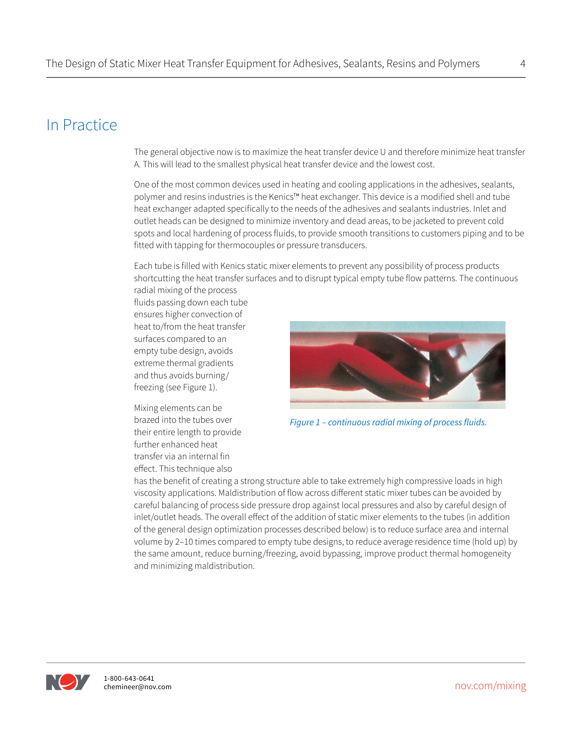## In Practice

The general objective now is to maximize the heat transfer device U and therefore minimize heat transfer A. This will lead to the smallest physical heat transfer device and the lowest cost.

One of the most common devices used in heating and cooling applications in the adhesives, sealants, polymer and resins industries is the Kenics™ heat exchanger. This device is a modified shell and tube heat exchanger adapted specifically to the needs of the adhesives and sealants industries. Inlet and outlet heads can be designed to minimize inventory and dead areas, to be jacketed to prevent cold spots and local hardening of process fluids, to provide smooth transitions to customers piping and to be fitted with tapping for thermocouples or pressure transducers.

Each tube is filled with Kenics static mixer elements to prevent any possibility of process products shortcutting the heat transfer surfaces and to disrupt typical empty tube flow patterns. The continuous radial mixing of the process fluids passing down each tube ensures higher convection of heat to/from the heat transfer surfaces compared to an empty tube design, avoids extreme thermal gradients and thus avoids burning/freezing (see Figure 1).

*Figure 1 – continuous radial mixing of process fluids.*

Mixing elements can be brazed into the tubes over their entire length to provide further enhanced heat transfer via an internal fin effect. This technique also has the benefit of creating a strong structure able to take extremely high compressive loads in high viscosity applications. Maldistribution of flow across different static mixer tubes can be avoided by careful balancing of process side pressure drop against local pressures and also by careful design of inlet/outlet heads. The overall effect of the addition of static mixer elements to the tubes (in addition of the general design optimization processes described below) is to reduce surface area and internal volume by 2–10 times compared to empty tube designs, to reduce average residence time (hold up) by the same amount, reduce burning/freezing, avoid bypassing, improve product thermal homogeneity and minimizing maldistribution.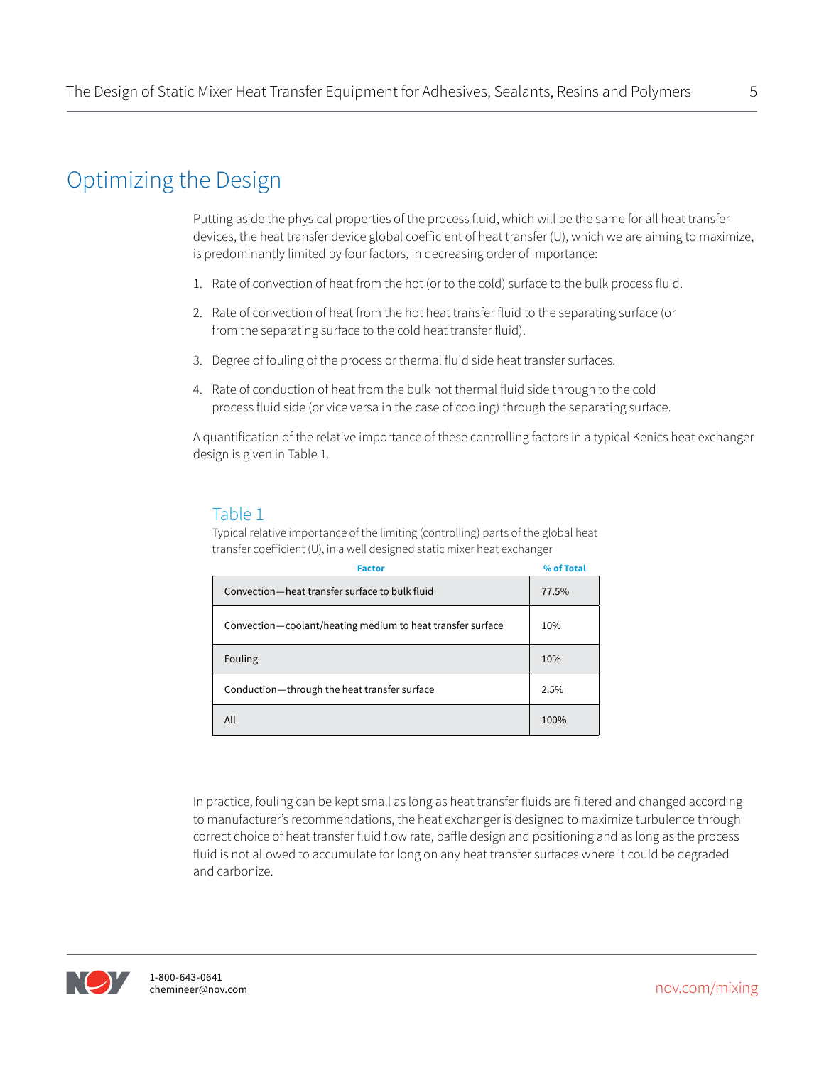# Optimizing the Design

Putting aside the physical properties of the process fluid, which will be the same for all heat transfer devices, the heat transfer device global coefficient of heat transfer (U), which we are aiming to maximize, is predominantly limited by four factors, in decreasing order of importance:

1. Rate of convection of heat from the hot (or to the cold) surface to the bulk process fluid.
2. Rate of convection of heat from the hot heat transfer fluid to the separating surface (or from the separating surface to the cold heat transfer fluid).
3. Degree of fouling of the process or thermal fluid side heat transfer surfaces.
4. Rate of conduction of heat from the bulk hot thermal fluid side through to the cold process fluid side (or vice versa in the case of cooling) through the separating surface.

A quantification of the relative importance of these controlling factors in a typical Kenics heat exchanger design is given in Table 1.

## Table 1

Typical relative importance of the limiting (controlling) parts of the global heat transfer coefficient (U), in a well designed static mixer heat exchanger

| Factor | % of Total |
|---|---|
| Convection—heat transfer surface to bulk fluid | 77.5% |
| Convection—coolant/heating medium to heat transfer surface | 10% |
| Fouling | 10% |
| Conduction—through the heat transfer surface | 2.5% |
| All | 100% |

In practice, fouling can be kept small as long as heat transfer fluids are filtered and changed according to manufacturer's recommendations, the heat exchanger is designed to maximize turbulence through correct choice of heat transfer fluid flow rate, baffle design and positioning and as long as the process fluid is not allowed to accumulate for long on any heat transfer surfaces where it could be degraded and carbonize.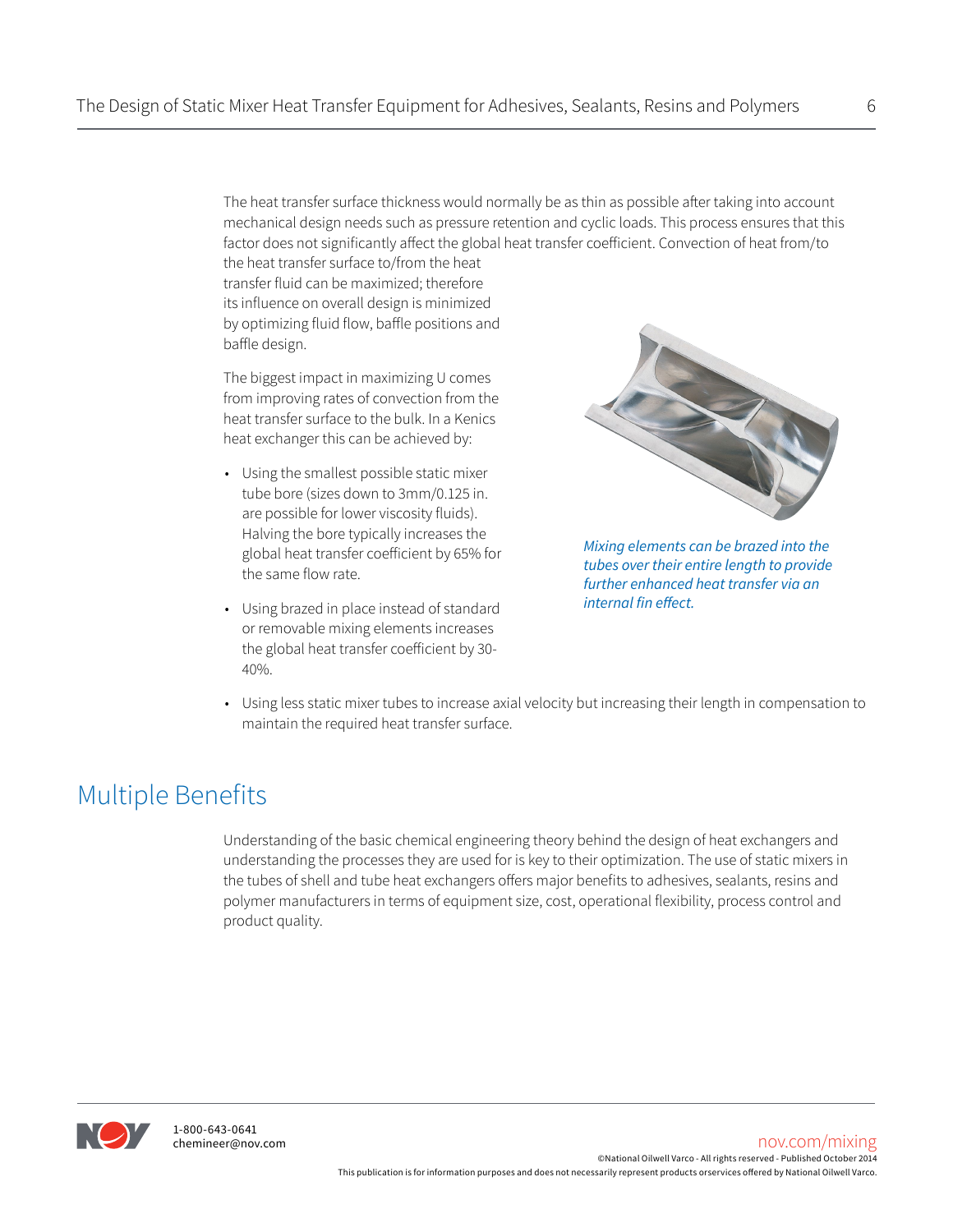The heat transfer surface thickness would normally be as thin as possible after taking into account mechanical design needs such as pressure retention and cyclic loads. This process ensures that this factor does not significantly affect the global heat transfer coefficient. Convection of heat from/to the heat transfer surface to/from the heat transfer fluid can be maximized; therefore its influence on overall design is minimized by optimizing fluid flow, baffle positions and baffle design.

The biggest impact in maximizing U comes from improving rates of convection from the heat transfer surface to the bulk. In a Kenics heat exchanger this can be achieved by:

- Using the smallest possible static mixer tube bore (sizes down to 3mm/0.125 in. are possible for lower viscosity fluids). Halving the bore typically increases the global heat transfer coefficient by 65% for the same flow rate.
- Using brazed in place instead of standard or removable mixing elements increases the global heat transfer coefficient by 30-40%.
- Using less static mixer tubes to increase axial velocity but increasing their length in compensation to maintain the required heat transfer surface.

*Mixing elements can be brazed into the tubes over their entire length to provide further enhanced heat transfer via an internal fin effect.*

## Multiple Benefits

Understanding of the basic chemical engineering theory behind the design of heat exchangers and understanding the processes they are used for is key to their optimization. The use of static mixers in the tubes of shell and tube heat exchangers offers major benefits to adhesives, sealants, resins and polymer manufacturers in terms of equipment size, cost, operational flexibility, process control and product quality.

1-800-643-0641
chemineer@nov.com

nov.com/mixing
©National Oilwell Varco - All rights reserved - Published October 2014
This publication is for information purposes and does not necessarily represent products orservices offered by National Oilwell Varco.